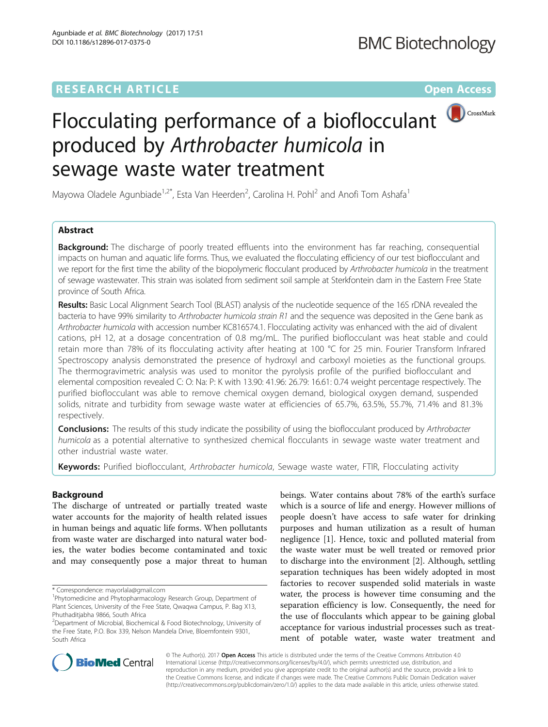RESEARCH ARTICLE

Open Access

# Flocculating performance of a bioflocculant produced by *Arthrobacter humicola* in sewage waste water treatment

Mayowa Oladele Agunbiade[1,2*], Esta Van Heerden[2], Carolina H. Pohl[2] and Anofi Tom Ashafa[1]

## Abstract

**Background:** The discharge of poorly treated effluents into the environment has far reaching, consequential impacts on human and aquatic life forms. Thus, we evaluated the flocculating efficiency of our test bioflocculant and we report for the first time the ability of the biopolymeric flocculant produced by *Arthrobacter humicola* in the treatment of sewage wastewater. This strain was isolated from sediment soil sample at Sterkfontein dam in the Eastern Free State province of South Africa.

**Results:** Basic Local Alignment Search Tool (BLAST) analysis of the nucleotide sequence of the 16S rDNA revealed the bacteria to have 99% similarity to *Arthrobacter humicola strain R1* and the sequence was deposited in the Gene bank as *Arthrobacter humicola* with accession number KC816574.1. Flocculating activity was enhanced with the aid of divalent cations, pH 12, at a dosage concentration of 0.8 mg/mL. The purified bioflocculant was heat stable and could retain more than 78% of its flocculating activity after heating at 100 °C for 25 min. Fourier Transform Infrared Spectroscopy analysis demonstrated the presence of hydroxyl and carboxyl moieties as the functional groups. The thermogravimetric analysis was used to monitor the pyrolysis profile of the purified bioflocculant and elemental composition revealed C: O: Na: P: K with 13.90: 41.96: 26.79: 16.61: 0.74 weight percentage respectively. The purified bioflocculant was able to remove chemical oxygen demand, biological oxygen demand, suspended solids, nitrate and turbidity from sewage waste water at efficiencies of 65.7%, 63.5%, 55.7%, 71.4% and 81.3% respectively.

**Conclusions:** The results of this study indicate the possibility of using the bioflocculant produced by *Arthrobacter humicola* as a potential alternative to synthesized chemical flocculants in sewage waste water treatment and other industrial waste water.

**Keywords:** Purified bioflocculant, *Arthrobacter humicola*, Sewage waste water, FTIR, Flocculating activity

## Background

The discharge of untreated or partially treated waste water accounts for the majority of health related issues in human beings and aquatic life forms. When pollutants from waste water are discharged into natural water bodies, the water bodies become contaminated and toxic and may consequently pose a major threat to human beings. Water contains about 78% of the earth's surface which is a source of life and energy. However millions of people doesn't have access to safe water for drinking purposes and human utilization as a result of human negligence [1]. Hence, toxic and polluted material from the waste water must be well treated or removed prior to discharge into the environment [2]. Although, settling separation techniques has been widely adopted in most factories to recover suspended solid materials in waste water, the process is however time consuming and the separation efficiency is low. Consequently, the need for the use of flocculants which appear to be gaining global acceptance for various industrial processes such as treatment of potable water, waste water treatment and

* Correspondence: mayorlala@gmail.com
[1]Phytomedicine and Phytopharmacology Research Group, Department of Plant Sciences, University of the Free State, Qwaqwa Campus, P. Bag X13, Phuthaditjabha 9866, South Africa
[2]Department of Microbial, Biochemical & Food Biotechnology, University of the Free State, P.O. Box 339, Nelson Mandela Drive, Bloemfontein 9301, South Africa

© The Author(s). 2017 **Open Access** This article is distributed under the terms of the Creative Commons Attribution 4.0 International License (http://creativecommons.org/licenses/by/4.0/), which permits unrestricted use, distribution, and reproduction in any medium, provided you give appropriate credit to the original author(s) and the source, provide a link to the Creative Commons license, and indicate if changes were made. The Creative Commons Public Domain Dedication waiver (http://creativecommons.org/publicdomain/zero/1.0/) applies to the data made available in this article, unless otherwise stated.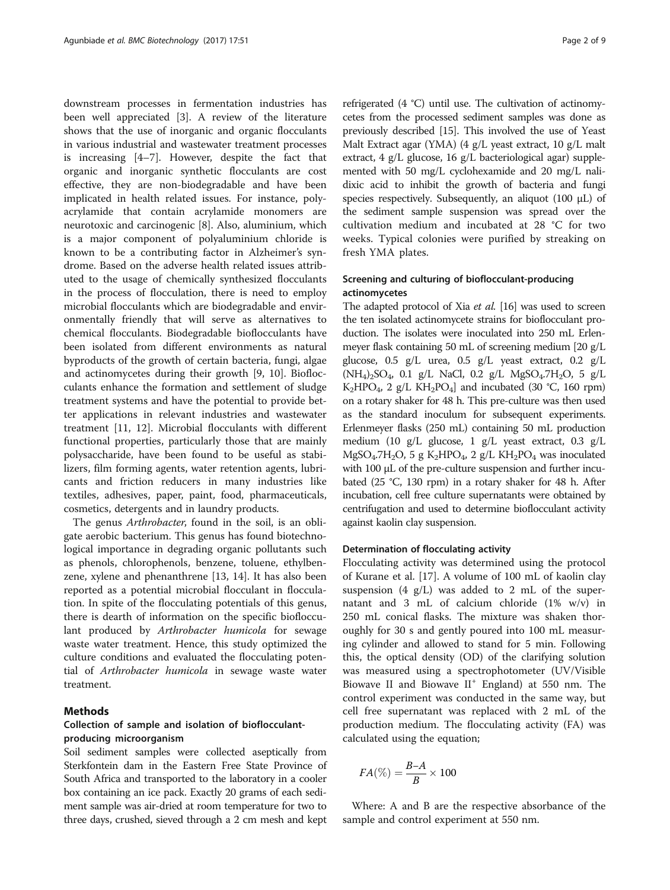downstream processes in fermentation industries has been well appreciated [3]. A review of the literature shows that the use of inorganic and organic flocculants in various industrial and wastewater treatment processes is increasing [4–7]. However, despite the fact that organic and inorganic synthetic flocculants are cost effective, they are non-biodegradable and have been implicated in health related issues. For instance, polyacrylamide that contain acrylamide monomers are neurotoxic and carcinogenic [8]. Also, aluminium, which is a major component of polyaluminium chloride is known to be a contributing factor in Alzheimer's syndrome. Based on the adverse health related issues attributed to the usage of chemically synthesized flocculants in the process of flocculation, there is need to employ microbial flocculants which are biodegradable and environmentally friendly that will serve as alternatives to chemical flocculants. Biodegradable bioflocculants have been isolated from different environments as natural byproducts of the growth of certain bacteria, fungi, algae and actinomycetes during their growth [9, 10]. Bioflocculants enhance the formation and settlement of sludge treatment systems and have the potential to provide better applications in relevant industries and wastewater treatment [11, 12]. Microbial flocculants with different functional properties, particularly those that are mainly polysaccharide, have been found to be useful as stabilizers, film forming agents, water retention agents, lubricants and friction reducers in many industries like textiles, adhesives, paper, paint, food, pharmaceuticals, cosmetics, detergents and in laundry products.

The genus *Arthrobacter*, found in the soil, is an obligate aerobic bacterium. This genus has found biotechnological importance in degrading organic pollutants such as phenols, chlorophenols, benzene, toluene, ethylbenzene, xylene and phenanthrene [13, 14]. It has also been reported as a potential microbial flocculant in flocculation. In spite of the flocculating potentials of this genus, there is dearth of information on the specific bioflocculant produced by *Arthrobacter humicola* for sewage waste water treatment. Hence, this study optimized the culture conditions and evaluated the flocculating potential of *Arthrobacter humicola* in sewage waste water treatment.

## Methods

### Collection of sample and isolation of bioflocculant-producing microorganism

Soil sediment samples were collected aseptically from Sterkfontein dam in the Eastern Free State Province of South Africa and transported to the laboratory in a cooler box containing an ice pack. Exactly 20 grams of each sediment sample was air-dried at room temperature for two to three days, crushed, sieved through a 2 cm mesh and kept refrigerated (4 °C) until use. The cultivation of actinomycetes from the processed sediment samples was done as previously described [15]. This involved the use of Yeast Malt Extract agar (YMA) (4 g/L yeast extract, 10 g/L malt extract, 4 g/L glucose, 16 g/L bacteriological agar) supplemented with 50 mg/L cyclohexamide and 20 mg/L nalidixic acid to inhibit the growth of bacteria and fungi species respectively. Subsequently, an aliquot (100 μL) of the sediment sample suspension was spread over the cultivation medium and incubated at 28 °C for two weeks. Typical colonies were purified by streaking on fresh YMA plates.

### Screening and culturing of bioflocculant-producing actinomycetes

The adapted protocol of Xia *et al.* [16] was used to screen the ten isolated actinomycete strains for bioflocculant production. The isolates were inoculated into 250 mL Erlenmeyer flask containing 50 mL of screening medium [20 g/L glucose, 0.5 g/L urea, 0.5 g/L yeast extract, 0.2 g/L $(NH_4)_2SO_4$, 0.1 g/L NaCl, 0.2 g/L $MgSO_4.7H_2O$, 5 g/L $K_2HPO_4$, 2 g/L $KH_2PO_4$] and incubated (30 °C, 160 rpm) on a rotary shaker for 48 h. This pre-culture was then used as the standard inoculum for subsequent experiments. Erlenmeyer flasks (250 mL) containing 50 mL production medium (10 g/L glucose, 1 g/L yeast extract, 0.3 g/L $MgSO_4.7H_2O$, 5 g $K_2HPO_4$, 2 g/L $KH_2PO_4$ was inoculated with 100 μL of the pre-culture suspension and further incubated (25 °C, 130 rpm) in a rotary shaker for 48 h. After incubation, cell free culture supernatants were obtained by centrifugation and used to determine bioflocculant activity against kaolin clay suspension.

### Determination of flocculating activity

Flocculating activity was determined using the protocol of Kurane et al. [17]. A volume of 100 mL of kaolin clay suspension (4 g/L) was added to 2 mL of the supernatant and 3 mL of calcium chloride (1% w/v) in 250 mL conical flasks. The mixture was shaken thoroughly for 30 s and gently poured into 100 mL measuring cylinder and allowed to stand for 5 min. Following this, the optical density (OD) of the clarifying solution was measured using a spectrophotometer (UV/Visible Biowave II and Biowave II[+] England) at 550 nm. The control experiment was conducted in the same way, but cell free supernatant was replaced with 2 mL of the production medium. The flocculating activity (FA) was calculated using the equation;

$$FA(\%) = \frac{B-A}{B} \times 100$$

Where: A and B are the respective absorbance of the sample and control experiment at 550 nm.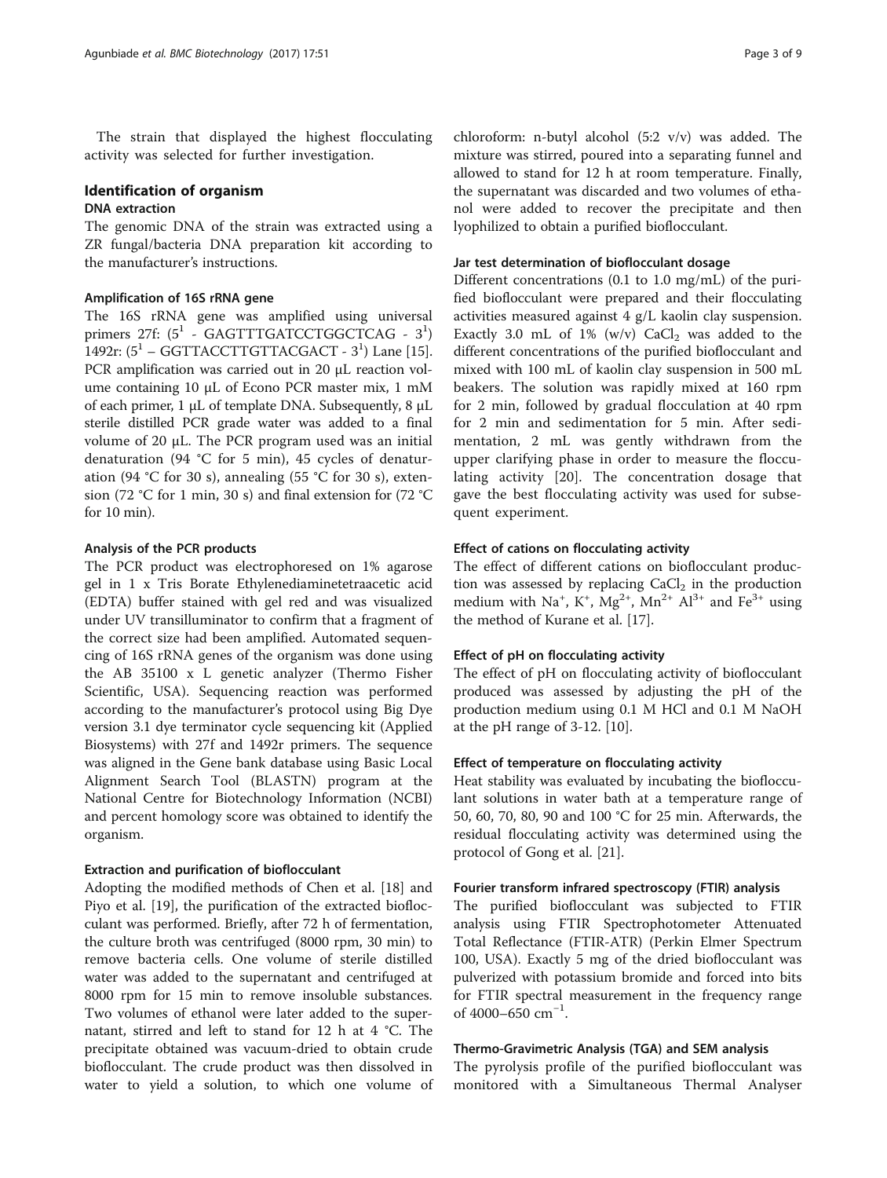The strain that displayed the highest flocculating activity was selected for further investigation.

## Identification of organism

### DNA extraction

The genomic DNA of the strain was extracted using a ZR fungal/bacteria DNA preparation kit according to the manufacturer's instructions.

### Amplification of 16S rRNA gene

The 16S rRNA gene was amplified using universal primers 27f: ($5^1$ - GAGTTTGATCCTGGCTCAG - $3^1$) 1492r: ($5^1$ – GGTTACCTTGTTACGACT - $3^1$) Lane [15]. PCR amplification was carried out in 20 μL reaction volume containing 10 μL of Econo PCR master mix, 1 mM of each primer, 1 μL of template DNA. Subsequently, 8 μL sterile distilled PCR grade water was added to a final volume of 20 μL. The PCR program used was an initial denaturation (94 °C for 5 min), 45 cycles of denaturation (94 °C for 30 s), annealing (55 °C for 30 s), extension (72 °C for 1 min, 30 s) and final extension for (72 °C for 10 min).

### Analysis of the PCR products

The PCR product was electrophoresed on 1% agarose gel in 1 x Tris Borate Ethylenediaminetetraacetic acid (EDTA) buffer stained with gel red and was visualized under UV transilluminator to confirm that a fragment of the correct size had been amplified. Automated sequencing of 16S rRNA genes of the organism was done using the AB 35100 x L genetic analyzer (Thermo Fisher Scientific, USA). Sequencing reaction was performed according to the manufacturer's protocol using Big Dye version 3.1 dye terminator cycle sequencing kit (Applied Biosystems) with 27f and 1492r primers. The sequence was aligned in the Gene bank database using Basic Local Alignment Search Tool (BLASTN) program at the National Centre for Biotechnology Information (NCBI) and percent homology score was obtained to identify the organism.

### Extraction and purification of bioflocculant

Adopting the modified methods of Chen et al. [18] and Piyo et al. [19], the purification of the extracted bioflocculant was performed. Briefly, after 72 h of fermentation, the culture broth was centrifuged (8000 rpm, 30 min) to remove bacteria cells. One volume of sterile distilled water was added to the supernatant and centrifuged at 8000 rpm for 15 min to remove insoluble substances. Two volumes of ethanol were later added to the supernatant, stirred and left to stand for 12 h at 4 °C. The precipitate obtained was vacuum-dried to obtain crude bioflocculant. The crude product was then dissolved in water to yield a solution, to which one volume of chloroform: n-butyl alcohol (5:2 v/v) was added. The mixture was stirred, poured into a separating funnel and allowed to stand for 12 h at room temperature. Finally, the supernatant was discarded and two volumes of ethanol were added to recover the precipitate and then lyophilized to obtain a purified bioflocculant.

### Jar test determination of bioflocculant dosage

Different concentrations (0.1 to 1.0 mg/mL) of the purified bioflocculant were prepared and their flocculating activities measured against 4 g/L kaolin clay suspension. Exactly 3.0 mL of 1% (w/v) $CaCl_2$ was added to the different concentrations of the purified bioflocculant and mixed with 100 mL of kaolin clay suspension in 500 mL beakers. The solution was rapidly mixed at 160 rpm for 2 min, followed by gradual flocculation at 40 rpm for 2 min and sedimentation for 5 min. After sedimentation, 2 mL was gently withdrawn from the upper clarifying phase in order to measure the flocculating activity [20]. The concentration dosage that gave the best flocculating activity was used for subsequent experiment.

### Effect of cations on flocculating activity

The effect of different cations on bioflocculant production was assessed by replacing $CaCl_2$ in the production medium with $Na^+$, $K^+$, $Mg^{2+}$, $Mn^{2+}$ $Al^{3+}$ and $Fe^{3+}$ using the method of Kurane et al. [17].

### Effect of pH on flocculating activity

The effect of pH on flocculating activity of bioflocculant produced was assessed by adjusting the pH of the production medium using 0.1 M HCl and 0.1 M NaOH at the pH range of 3-12. [10].

### Effect of temperature on flocculating activity

Heat stability was evaluated by incubating the bioflocculant solutions in water bath at a temperature range of 50, 60, 70, 80, 90 and 100 °C for 25 min. Afterwards, the residual flocculating activity was determined using the protocol of Gong et al. [21].

### Fourier transform infrared spectroscopy (FTIR) analysis

The purified bioflocculant was subjected to FTIR analysis using FTIR Spectrophotometer Attenuated Total Reflectance (FTIR-ATR) (Perkin Elmer Spectrum 100, USA). Exactly 5 mg of the dried bioflocculant was pulverized with potassium bromide and forced into bits for FTIR spectral measurement in the frequency range of 4000–650 $cm^{-1}$.

### Thermo-Gravimetric Analysis (TGA) and SEM analysis

The pyrolysis profile of the purified bioflocculant was monitored with a Simultaneous Thermal Analyser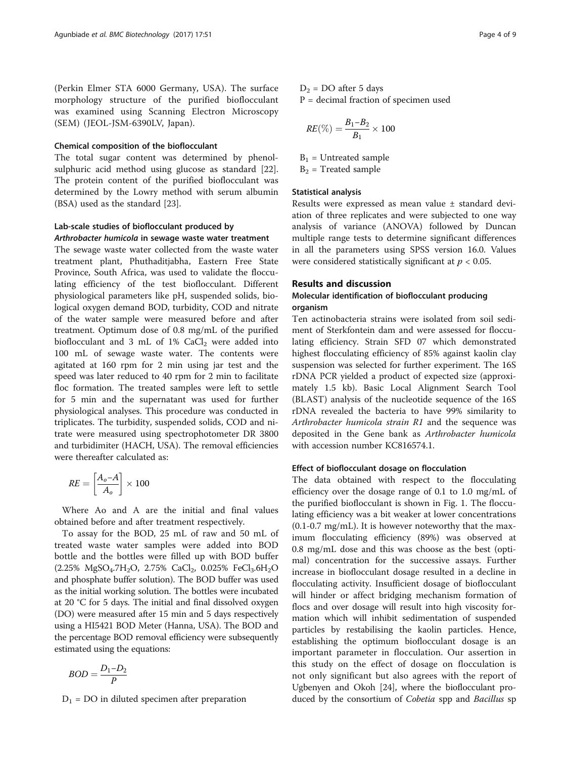(Perkin Elmer STA 6000 Germany, USA). The surface morphology structure of the purified bioflocculant was examined using Scanning Electron Microscopy (SEM) (JEOL-JSM-6390LV, Japan).

#### Chemical composition of the bioflocculant

The total sugar content was determined by phenol-sulphuric acid method using glucose as standard [22]. The protein content of the purified bioflocculant was determined by the Lowry method with serum albumin (BSA) used as the standard [23].

#### Lab-scale studies of bioflocculant produced by *Arthrobacter humicola* in sewage waste water treatment

The sewage waste water collected from the waste water treatment plant, Phuthaditjabha, Eastern Free State Province, South Africa, was used to validate the flocculating efficiency of the test bioflocculant. Different physiological parameters like pH, suspended solids, biological oxygen demand BOD, turbidity, COD and nitrate of the water sample were measured before and after treatment. Optimum dose of 0.8 mg/mL of the purified bioflocculant and 3 mL of 1% $CaCl_2$ were added into 100 mL of sewage waste water. The contents were agitated at 160 rpm for 2 min using jar test and the speed was later reduced to 40 rpm for 2 min to facilitate floc formation. The treated samples were left to settle for 5 min and the supernatant was used for further physiological analyses. This procedure was conducted in triplicates. The turbidity, suspended solids, COD and nitrate were measured using spectrophotometer DR 3800 and turbidimiter (HACH, USA). The removal efficiencies were thereafter calculated as:

$$RE = \left[\frac{A_o - A}{A_o}\right] \times 100$$

Where Ao and A are the initial and final values obtained before and after treatment respectively.

To assay for the BOD, 25 mL of raw and 50 mL of treated waste water samples were added into BOD bottle and the bottles were filled up with BOD buffer (2.25% $MgSO_4.7H_2O$, 2.75% $CaCl_2$, 0.025% $FeCl_3.6H_2O$ and phosphate buffer solution). The BOD buffer was used as the initial working solution. The bottles were incubated at 20 °C for 5 days. The initial and final dissolved oxygen (DO) were measured after 15 min and 5 days respectively using a HI5421 BOD Meter (Hanna, USA). The BOD and the percentage BOD removal efficiency were subsequently estimated using the equations:

$$BOD = \frac{D_1 - D_2}{P}$$

$D_1$ = DO in diluted specimen after preparation

$D_2$ = DO after 5 days

P = decimal fraction of specimen used

$$RE(\%) = \frac{B_1 - B_2}{B_1} \times 100$$

$B_1$ = Untreated sample

$B_2$ = Treated sample

#### Statistical analysis

Results were expressed as mean value ± standard deviation of three replicates and were subjected to one way analysis of variance (ANOVA) followed by Duncan multiple range tests to determine significant differences in all the parameters using SPSS version 16.0. Values were considered statistically significant at $p < 0.05$.

## Results and discussion

### Molecular identification of bioflocculant producing organism

Ten actinobacteria strains were isolated from soil sediment of Sterkfontein dam and were assessed for flocculating efficiency. Strain SFD 07 which demonstrated highest flocculating efficiency of 85% against kaolin clay suspension was selected for further experiment. The 16S rDNA PCR yielded a product of expected size (approximately 1.5 kb). Basic Local Alignment Search Tool (BLAST) analysis of the nucleotide sequence of the 16S rDNA revealed the bacteria to have 99% similarity to *Arthrobacter humicola strain R1* and the sequence was deposited in the Gene bank as *Arthrobacter humicola* with accession number KC816574.1.

#### Effect of bioflocculant dosage on flocculation

The data obtained with respect to the flocculating efficiency over the dosage range of 0.1 to 1.0 mg/mL of the purified bioflocculant is shown in Fig. 1. The flocculating efficiency was a bit weaker at lower concentrations (0.1-0.7 mg/mL). It is however noteworthy that the maximum flocculating efficiency (89%) was observed at 0.8 mg/mL dose and this was choose as the best (optimal) concentration for the successive assays. Further increase in bioflocculant dosage resulted in a decline in flocculating activity. Insufficient dosage of bioflocculant will hinder or affect bridging mechanism formation of flocs and over dosage will result into high viscosity formation which will inhibit sedimentation of suspended particles by restabilising the kaolin particles. Hence, establishing the optimum bioflocculant dosage is an important parameter in flocculation. Our assertion in this study on the effect of dosage on flocculation is not only significant but also agrees with the report of Ugbenyen and Okoh [24], where the bioflocculant produced by the consortium of *Cobetia* spp and *Bacillus* sp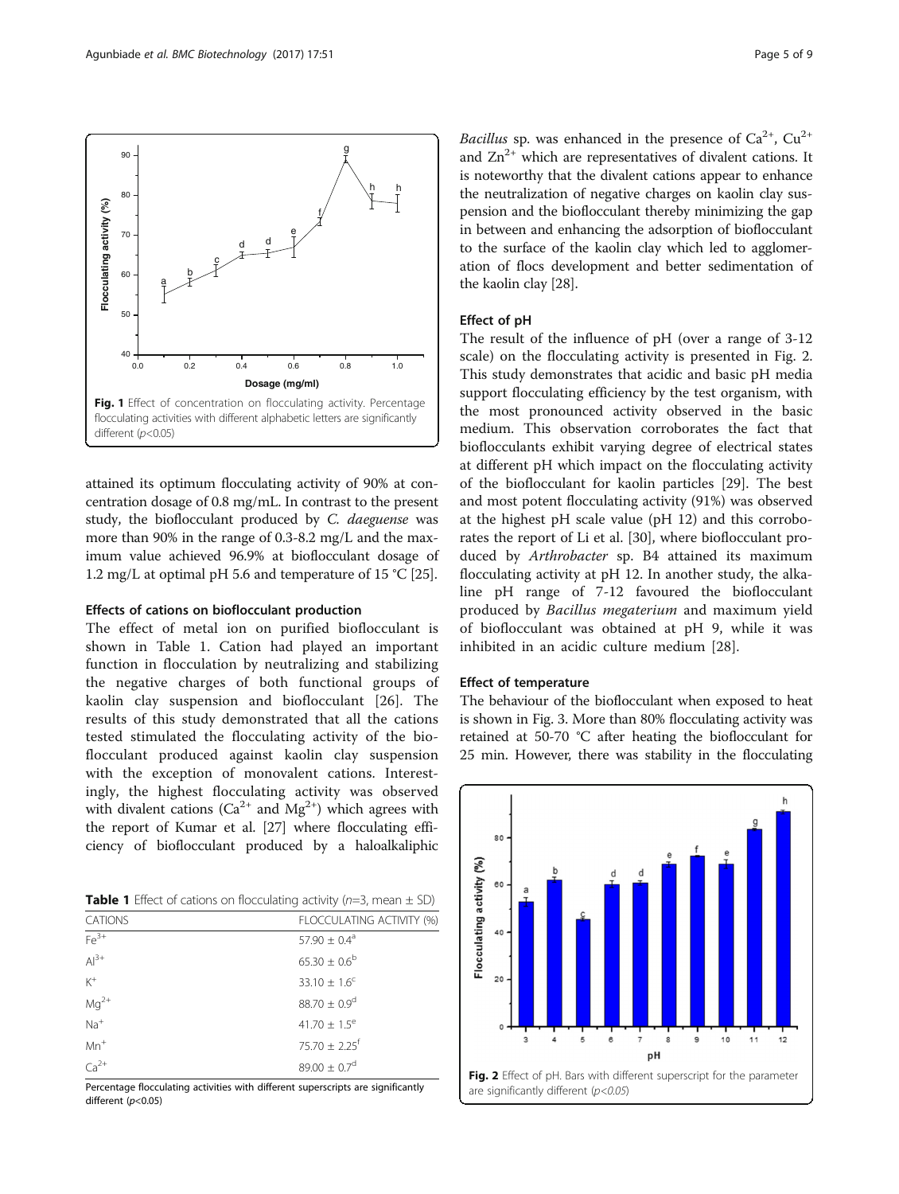Fig. 1 Effect of concentration on flocculating activity. Percentage flocculating activities with different alphabetic letters are significantly different ($p$<0.05)

attained its optimum flocculating activity of 90% at concentration dosage of 0.8 mg/mL. In contrast to the present study, the bioflocculant produced by *C. daeguense* was more than 90% in the range of 0.3-8.2 mg/L and the maximum value achieved 96.9% at bioflocculant dosage of 1.2 mg/L at optimal pH 5.6 and temperature of 15 °C [25].

### Effects of cations on bioflocculant production

The effect of metal ion on purified bioflocculant is shown in Table 1. Cation had played an important function in flocculation by neutralizing and stabilizing the negative charges of both functional groups of kaolin clay suspension and bioflocculant [26]. The results of this study demonstrated that all the cations tested stimulated the flocculating activity of the bioflocculant produced against kaolin clay suspension with the exception of monovalent cations. Interestingly, the highest flocculating activity was observed with divalent cations ($Ca^{2+}$ and $Mg^{2+}$) which agrees with the report of Kumar et al. [27] where flocculating efficiency of bioflocculant produced by a haloalkaliphic *Bacillus* sp. was enhanced in the presence of $Ca^{2+}$, $Cu^{2+}$ and $Zn^{2+}$ which are representatives of divalent cations. It is noteworthy that the divalent cations appear to enhance the neutralization of negative charges on kaolin clay suspension and the bioflocculant thereby minimizing the gap in between and enhancing the adsorption of bioflocculant to the surface of the kaolin clay which led to agglomeration of flocs development and better sedimentation of the kaolin clay [28].

**Table 1** Effect of cations on flocculating activity ($n$=3, mean ± SD)

| CATIONS | FLOCCULATING ACTIVITY (%) |
| --- | --- |
| $Fe^{3+}$ | $57.90 \pm 0.4^{a}$ |
| $Al^{3+}$ | $65.30 \pm 0.6^{b}$ |
| $K^{+}$ | $33.10 \pm 1.6^{c}$ |
| $Mg^{2+}$ | $88.70 \pm 0.9^{d}$ |
| $Na^{+}$ | $41.70 \pm 1.5^{e}$ |
| $Mn^{+}$ | $75.70 \pm 2.25^{f}$ |
| $Ca^{2+}$ | $89.00 \pm 0.7^{d}$ |

Percentage flocculating activities with different superscripts are significantly different ($p$<0.05)

### Effect of pH

The result of the influence of pH (over a range of 3-12 scale) on the flocculating activity is presented in Fig. 2. This study demonstrates that acidic and basic pH media support flocculating efficiency by the test organism, with the most pronounced activity observed in the basic medium. This observation corroborates the fact that bioflocculants exhibit varying degree of electrical states at different pH which impact on the flocculating activity of the bioflocculant for kaolin particles [29]. The best and most potent flocculating activity (91%) was observed at the highest pH scale value (pH 12) and this corroborates the report of Li et al. [30], where bioflocculant produced by *Arthrobacter* sp. B4 attained its maximum flocculating activity at pH 12. In another study, the alkaline pH range of 7-12 favoured the bioflocculant produced by *Bacillus megaterium* and maximum yield of bioflocculant was obtained at pH 9, while it was inhibited in an acidic culture medium [28].

### Effect of temperature

The behaviour of the bioflocculant when exposed to heat is shown in Fig. 3. More than 80% flocculating activity was retained at 50-70 °C after heating the bioflocculant for 25 min. However, there was stability in the flocculating

Fig. 2 Effect of pH. Bars with different superscript for the parameter are significantly different ($p$<0.05)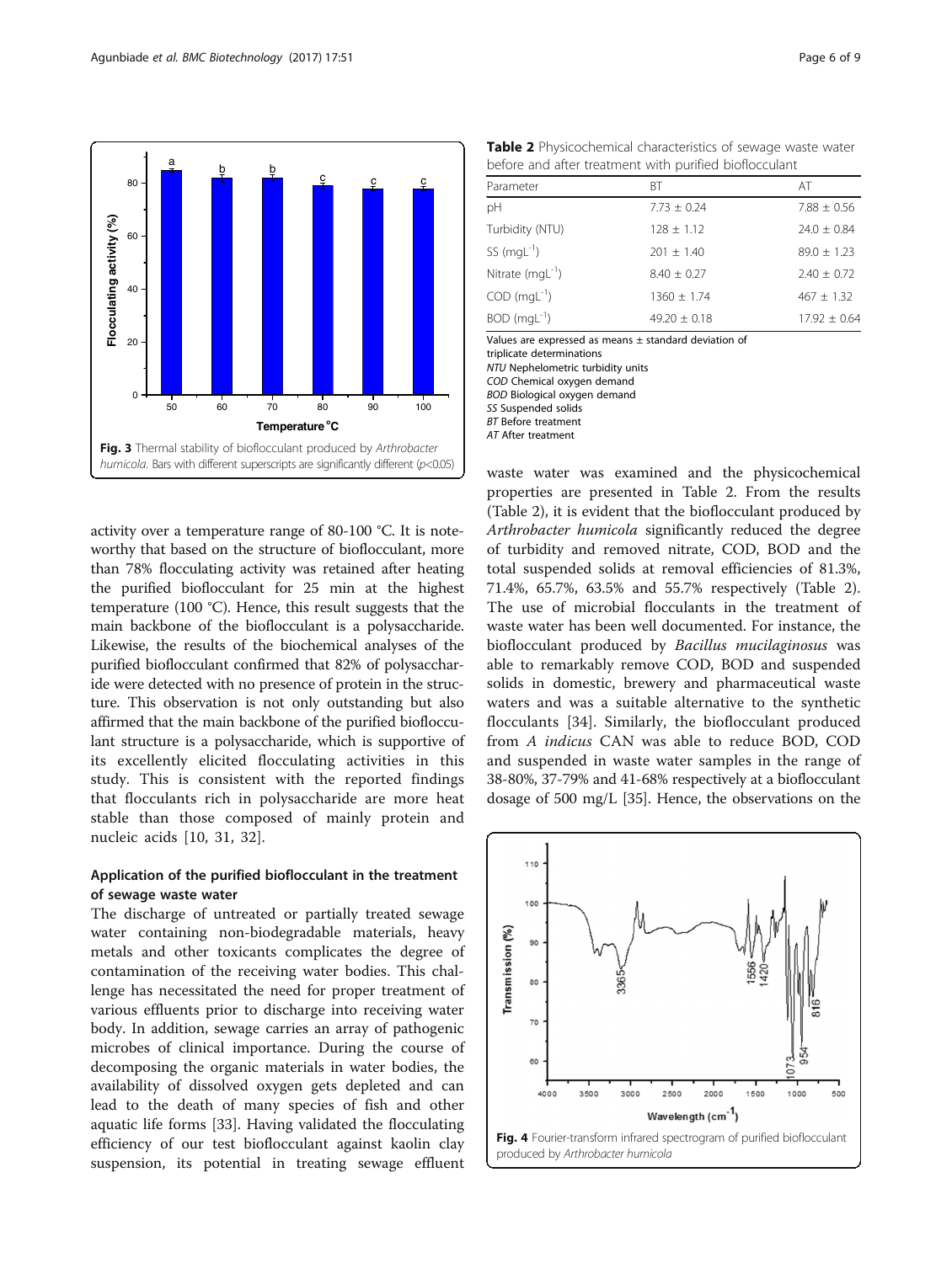Fig. 3 Thermal stability of bioflocculant produced by *Arthrobacter humicola*. Bars with different superscripts are significantly different ($p<0.05$)

activity over a temperature range of 80-100 °C. It is noteworthy that based on the structure of bioflocculant, more than 78% flocculating activity was retained after heating the purified bioflocculant for 25 min at the highest temperature (100 °C). Hence, this result suggests that the main backbone of the bioflocculant is a polysaccharide. Likewise, the results of the biochemical analyses of the purified bioflocculant confirmed that 82% of polysaccharide were detected with no presence of protein in the structure. This observation is not only outstanding but also affirmed that the main backbone of the purified bioflocculant structure is a polysaccharide, which is supportive of its excellently elicited flocculating activities in this study. This is consistent with the reported findings that flocculants rich in polysaccharide are more heat stable than those composed of mainly protein and nucleic acids [10, 31, 32].

### Application of the purified bioflocculant in the treatment of sewage waste water

The discharge of untreated or partially treated sewage water containing non-biodegradable materials, heavy metals and other toxicants complicates the degree of contamination of the receiving water bodies. This challenge has necessitated the need for proper treatment of various effluents prior to discharge into receiving water body. In addition, sewage carries an array of pathogenic microbes of clinical importance. During the course of decomposing the organic materials in water bodies, the availability of dissolved oxygen gets depleted and can lead to the death of many species of fish and other aquatic life forms [33]. Having validated the flocculating efficiency of our test bioflocculant against kaolin clay suspension, its potential in treating sewage effluent waste water was examined and the physicochemical properties are presented in Table 2. From the results (Table 2), it is evident that the bioflocculant produced by *Arthrobacter humicola* significantly reduced the degree of turbidity and removed nitrate, COD, BOD and the total suspended solids at removal efficiencies of 81.3%, 71.4%, 65.7%, 63.5% and 55.7% respectively (Table 2). The use of microbial flocculants in the treatment of waste water has been well documented. For instance, the bioflocculant produced by *Bacillus mucilaginosus* was able to remarkably remove COD, BOD and suspended solids in domestic, brewery and pharmaceutical waste waters and was a suitable alternative to the synthetic flocculants [34]. Similarly, the bioflocculant produced from *A indicus* CAN was able to reduce BOD, COD and suspended in waste water samples in the range of 38-80%, 37-79% and 41-68% respectively at a bioflocculant dosage of 500 mg/L [35]. Hence, the observations on the

**Table 2** Physicochemical characteristics of sewage waste water before and after treatment with purified bioflocculant

| Parameter | BT | AT |
|---|---|---|
| pH | 7.73 ± 0.24 | 7.88 ± 0.56 |
| Turbidity (NTU) | 128 ± 1.12 | 24.0 ± 0.84 |
| SS ($mgL^{-1}$) | 201 ± 1.40 | 89.0 ± 1.23 |
| Nitrate ($mgL^{-1}$) | 8.40 ± 0.27 | 2.40 ± 0.72 |
| COD ($mgL^{-1}$) | 1360 ± 1.74 | 467 ± 1.32 |
| BOD ($mgL^{-1}$) | 49.20 ± 0.18 | 17.92 ± 0.64 |

Values are expressed as means ± standard deviation of triplicate determinations
*NTU* Nephelometric turbidity units
*COD* Chemical oxygen demand
*BOD* Biological oxygen demand
*SS* Suspended solids
*BT* Before treatment
*AT* After treatment

Fig. 4 Fourier-transform infrared spectrogram of purified bioflocculant produced by *Arthrobacter humicola*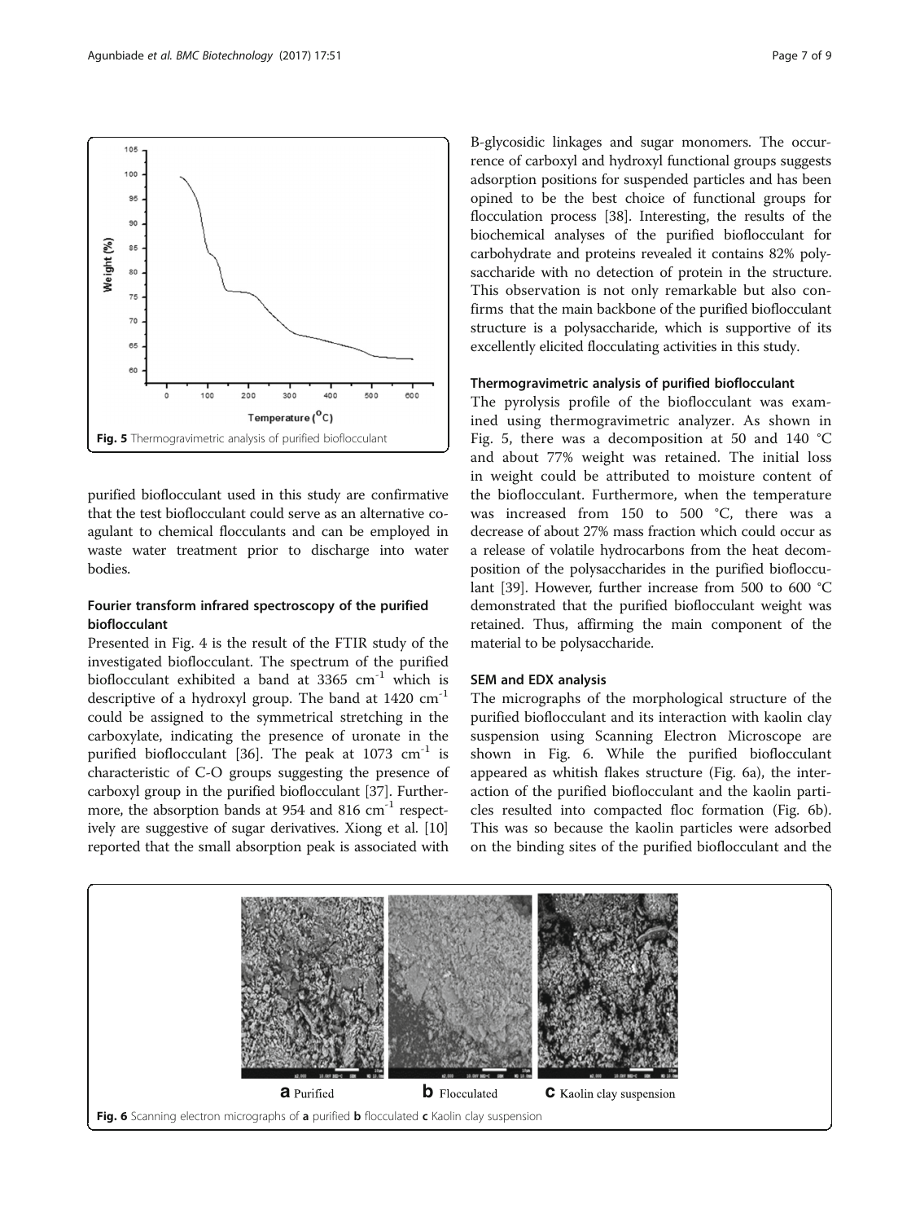Fig. 5 Thermogravimetric analysis of purified bioflocculant

purified bioflocculant used in this study are confirmative that the test bioflocculant could serve as an alternative coagulant to chemical flocculants and can be employed in waste water treatment prior to discharge into water bodies.

## Fourier transform infrared spectroscopy of the purified bioflocculant

Presented in Fig. 4 is the result of the FTIR study of the investigated bioflocculant. The spectrum of the purified bioflocculant exhibited a band at 3365 $cm^{-1}$ which is descriptive of a hydroxyl group. The band at 1420 $cm^{-1}$ could be assigned to the symmetrical stretching in the carboxylate, indicating the presence of uronate in the purified bioflocculant [36]. The peak at 1073 $cm^{-1}$ is characteristic of C-O groups suggesting the presence of carboxyl group in the purified bioflocculant [37]. Furthermore, the absorption bands at 954 and 816 $cm^{-1}$ respectively are suggestive of sugar derivatives. Xiong et al. [10] reported that the small absorption peak is associated with B-glycosidic linkages and sugar monomers. The occurrence of carboxyl and hydroxyl functional groups suggests adsorption positions for suspended particles and has been opined to be the best choice of functional groups for flocculation process [38]. Interesting, the results of the biochemical analyses of the purified bioflocculant for carbohydrate and proteins revealed it contains 82% polysaccharide with no detection of protein in the structure. This observation is not only remarkable but also confirms that the main backbone of the purified bioflocculant structure is a polysaccharide, which is supportive of its excellently elicited flocculating activities in this study.

## Thermogravimetric analysis of purified bioflocculant

The pyrolysis profile of the bioflocculant was examined using thermogravimetric analyzer. As shown in Fig. 5, there was a decomposition at 50 and 140 °C and about 77% weight was retained. The initial loss in weight could be attributed to moisture content of the bioflocculant. Furthermore, when the temperature was increased from 150 to 500 °C, there was a decrease of about 27% mass fraction which could occur as a release of volatile hydrocarbons from the heat decomposition of the polysaccharides in the purified bioflocculant [39]. However, further increase from 500 to 600 °C demonstrated that the purified bioflocculant weight was retained. Thus, affirming the main component of the material to be polysaccharide.

## SEM and EDX analysis

The micrographs of the morphological structure of the purified bioflocculant and its interaction with kaolin clay suspension using Scanning Electron Microscope are shown in Fig. 6. While the purified bioflocculant appeared as whitish flakes structure (Fig. 6a), the interaction of the purified bioflocculant and the kaolin particles resulted into compacted floc formation (Fig. 6b). This was so because the kaolin particles were adsorbed on the binding sites of the purified bioflocculant and the

**a** Purified **b** Flocculated **c** Kaolin clay suspension

Fig. 6 Scanning electron micrographs of **a** purified **b** flocculated **c** Kaolin clay suspension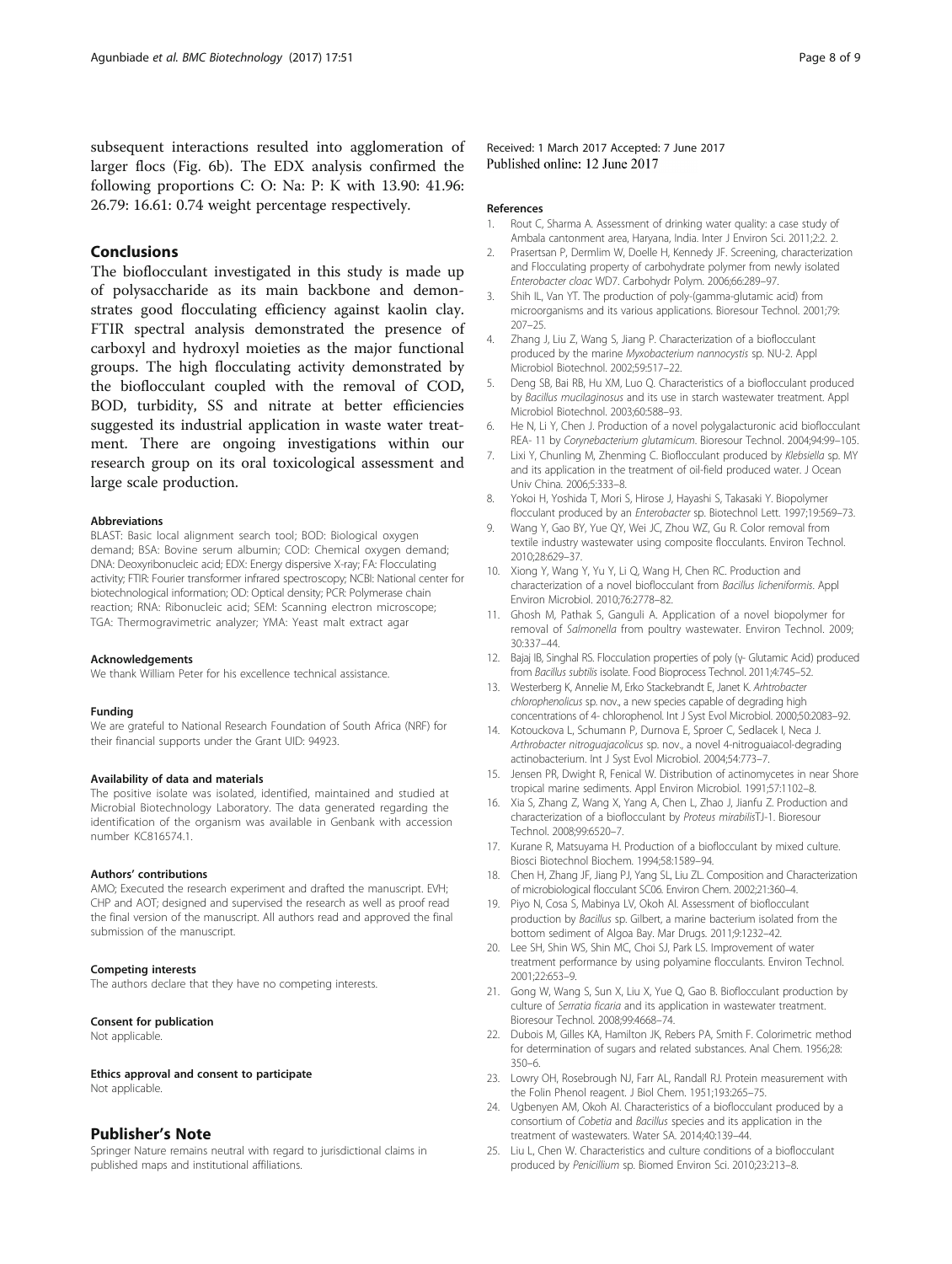subsequent interactions resulted into agglomeration of larger flocs (Fig. 6b). The EDX analysis confirmed the following proportions C: O: Na: P: K with 13.90: 41.96: 26.79: 16.61: 0.74 weight percentage respectively.

## Conclusions

The bioflocculant investigated in this study is made up of polysaccharide as its main backbone and demonstrates good flocculating efficiency against kaolin clay. FTIR spectral analysis demonstrated the presence of carboxyl and hydroxyl moieties as the major functional groups. The high flocculating activity demonstrated by the bioflocculant coupled with the removal of COD, BOD, turbidity, SS and nitrate at better efficiencies suggested its industrial application in waste water treatment. There are ongoing investigations within our research group on its oral toxicological assessment and large scale production.

#### Abbreviations

BLAST: Basic local alignment search tool; BOD: Biological oxygen demand; BSA: Bovine serum albumin; COD: Chemical oxygen demand; DNA: Deoxyribonucleic acid; EDX: Energy dispersive X-ray; FA: Flocculating activity; FTIR: Fourier transformer infrared spectroscopy; NCBI: National center for biotechnological information; OD: Optical density; PCR: Polymerase chain reaction; RNA: Ribonucleic acid; SEM: Scanning electron microscope; TGA: Thermogravimetric analyzer; YMA: Yeast malt extract agar

#### Acknowledgements

We thank William Peter for his excellence technical assistance.

#### Funding

We are grateful to National Research Foundation of South Africa (NRF) for their financial supports under the Grant UID: 94923.

#### Availability of data and materials

The positive isolate was isolated, identified, maintained and studied at Microbial Biotechnology Laboratory. The data generated regarding the identification of the organism was available in Genbank with accession number KC816574.1.

#### Authors' contributions

AMO; Executed the research experiment and drafted the manuscript. EVH; CHP and AOT; designed and supervised the research as well as proof read the final version of the manuscript. All authors read and approved the final submission of the manuscript.

#### Competing interests

The authors declare that they have no competing interests.

#### Consent for publication

Not applicable.

#### Ethics approval and consent to participate

Not applicable.

## Publisher's Note

Springer Nature remains neutral with regard to jurisdictional claims in published maps and institutional affiliations.

Received: 1 March 2017 Accepted: 7 June 2017
Published online: 12 June 2017

#### References

1. Rout C, Sharma A. Assessment of drinking water quality: a case study of Ambala cantonment area, Haryana, India. Inter J Environ Sci. 2011;2:2. 2.
2. Prasertsan P, Dermlim W, Doelle H, Kennedy JF. Screening, characterization and Flocculating property of carbohydrate polymer from newly isolated *Enterobacter cloac* WD7. Carbohydr Polym. 2006;66:289–97.
3. Shih IL, Van YT. The production of poly-(gamma-glutamic acid) from microorganisms and its various applications. Bioresour Technol. 2001;79:207–25.
4. Zhang J, Liu Z, Wang S, Jiang P. Characterization of a bioflocculant produced by the marine *Myxobacterium nannocystis* sp. NU-2. Appl Microbiol Biotechnol. 2002;59:517–22.
5. Deng SB, Bai RB, Hu XM, Luo Q. Characteristics of a bioflocculant produced by *Bacillus mucilaginosus* and its use in starch wastewater treatment. Appl Microbiol Biotechnol. 2003;60:588–93.
6. He N, Li Y, Chen J. Production of a novel polygalacturonic acid bioflocculant REA- 11 by *Corynebacterium glutamicum*. Bioresour Technol. 2004;94:99–105.
7. Lixi Y, Chunling M, Zhenming C. Bioflocculant produced by *Klebsiella* sp. MY and its application in the treatment of oil-field produced water. J Ocean Univ China. 2006;5:333–8.
8. Yokoi H, Yoshida T, Mori S, Hirose J, Hayashi S, Takasaki Y. Biopolymer flocculant produced by an *Enterobacter* sp. Biotechnol Lett. 1997;19:569–73.
9. Wang Y, Gao BY, Yue QY, Wei JC, Zhou WZ, Gu R. Color removal from textile industry wastewater using composite flocculants. Environ Technol. 2010;28:629–37.
10. Xiong Y, Wang Y, Yu Y, Li Q, Wang H, Chen RC. Production and characterization of a novel bioflocculant from *Bacillus licheniformis*. Appl Environ Microbiol. 2010;76:2778–82.
11. Ghosh M, Pathak S, Ganguli A. Application of a novel biopolymer for removal of *Salmonella* from poultry wastewater. Environ Technol. 2009;30:337–44.
12. Bajaj IB, Singhal RS. Flocculation properties of poly (γ- Glutamic Acid) produced from *Bacillus subtilis* isolate. Food Bioprocess Technol. 2011;4:745–52.
13. Westerberg K, Annelie M, Erko Stackebrandt E, Janet K. *Arhtrobacter chlorophenolicus* sp. nov., a new species capable of degrading high concentrations of 4- chlorophenol. Int J Syst Evol Microbiol. 2000;50:2083–92.
14. Kotouckova L, Schumann P, Durnova E, Sproer C, Sedlacek I, Neca J. *Arthrobacter nitroguajacolicus* sp. nov., a novel 4-nitroguaiacol-degrading actinobacterium. Int J Syst Evol Microbiol. 2004;54:773–7.
15. Jensen PR, Dwight R, Fenical W. Distribution of actinomycetes in near Shore tropical marine sediments. Appl Environ Microbiol. 1991;57:1102–8.
16. Xia S, Zhang Z, Wang X, Yang A, Chen L, Zhao J, Jianfu Z. Production and characterization of a bioflocculant by *Proteus mirabilis*TJ-1. Bioresour Technol. 2008;99:6520–7.
17. Kurane R, Matsuyama H. Production of a bioflocculant by mixed culture. Biosci Biotechnol Biochem. 1994;58:1589–94.
18. Chen H, Zhang JF, Jiang PJ, Yang SL, Liu ZL. Composition and Characterization of microbiological flocculant SC06. Environ Chem. 2002;21:360–4.
19. Piyo N, Cosa S, Mabinya LV, Okoh AI. Assessment of bioflocculant production by *Bacillus* sp. Gilbert, a marine bacterium isolated from the bottom sediment of Algoa Bay. Mar Drugs. 2011;9:1232–42.
20. Lee SH, Shin WS, Shin MC, Choi SJ, Park LS. Improvement of water treatment performance by using polyamine flocculants. Environ Technol. 2001;22:653–9.
21. Gong W, Wang S, Sun X, Liu X, Yue Q, Gao B. Bioflocculant production by culture of *Serratia ficaria* and its application in wastewater treatment. Bioresour Technol. 2008;99:4668–74.
22. Dubois M, Gilles KA, Hamilton JK, Rebers PA, Smith F. Colorimetric method for determination of sugars and related substances. Anal Chem. 1956;28:350–6.
23. Lowry OH, Rosebrough NJ, Farr AL, Randall RJ. Protein measurement with the Folin Phenol reagent. J Biol Chem. 1951;193:265–75.
24. Ugbenyen AM, Okoh AI. Characteristics of a bioflocculant produced by a consortium of *Cobetia* and *Bacillus* species and its application in the treatment of wastewaters. Water SA. 2014;40:139–44.
25. Liu L, Chen W. Characteristics and culture conditions of a bioflocculant produced by *Penicillium* sp. Biomed Environ Sci. 2010;23:213–8.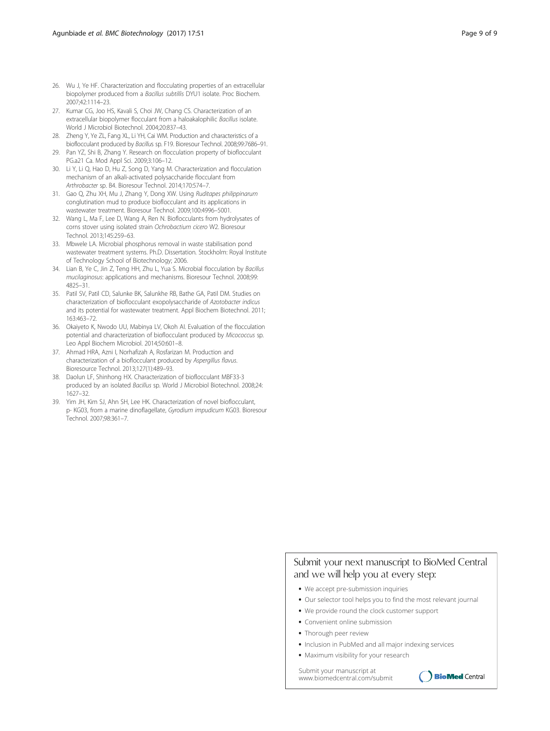26. Wu J, Ye HF. Characterization and flocculating properties of an extracellular biopolymer produced from a *Bacillus subtillis* DYU1 isolate. Proc Biochem. 2007;42:1114–23.
27. Kumar CG, Joo HS, Kavali S, Choi JW, Chang CS. Characterization of an extracellular biopolymer flocculant from a haloakalophilic *Bacillus* isolate. World J Microbiol Biotechnol. 2004;20:837–43.
28. Zheng Y, Ye ZL, Fang XL, Li YH, Cai WM. Production and characteristics of a bioflocculant produced by *Bacillus* sp. F19. Bioresour Technol. 2008;99:7686–91.
29. Pan YZ, Shi B, Zhang Y. Research on flocculation property of bioflocculant PG.a21 Ca. Mod Appl Sci. 2009;3:106–12.
30. Li Y, Li Q, Hao D, Hu Z, Song D, Yang M. Characterization and flocculation mechanism of an alkali-activated polysaccharide flocculant from *Arthrobacter* sp. B4. Bioresour Technol. 2014;170:574–7.
31. Gao Q, Zhu XH, Mu J, Zhang Y, Dong XW. Using *Ruditapes philippinarum* conglutination mud to produce bioflocculant and its applications in wastewater treatment. Bioresour Technol. 2009;100:4996–5001.
32. Wang L, Ma F, Lee D, Wang A, Ren N. Bioflocculants from hydrolysates of corns stover using isolated strain *Ochrobactium cicero* W2. Bioresour Technol. 2013;145:259–63.
33. Mbwele LA. Microbial phosphorus removal in waste stabilisation pond wastewater treatment systems. Ph.D. Dissertation. Stockholm: Royal Institute of Technology School of Biotechnology; 2006.
34. Lian B, Ye C, Jin Z, Teng HH, Zhu L, Yua S. Microbial flocculation by *Bacillus mucilaginosus*: applications and mechanisms. Bioresour Technol. 2008;99:4825–31.
35. Patil SV, Patil CD, Salunke BK, Salunkhe RB, Bathe GA, Patil DM. Studies on characterization of bioflocculant exopolysaccharide of *Azotobacter indicus* and its potential for wastewater treatment. Appl Biochem Biotechnol. 2011;163:463–72.
36. Okaiyeto K, Nwodo UU, Mabinya LV, Okoh AI. Evaluation of the flocculation potential and characterization of bioflocculant produced by *Micococcus* sp. Leo Appl Biochem Microbiol. 2014;50:601–8.
37. Ahmad HRA, Azni I, Norhafizah A, Rosfarizan M. Production and characterization of a bioflocculant produced by *Aspergillus flavus*. Bioresource Technol. 2013;127(1):489–93.
38. Daolun LF, Shinhong HX. Characterization of bioflocculant MBF33-3 produced by an isolated *Bacillus* sp. World J Microbiol Biotechnol. 2008;24:1627–32.
39. Yim JH, Kim SJ, Ahn SH, Lee HK. Characterization of novel bioflocculant, p- KG03, from a marine dinoflagellate, *Gyrodium impudicum* KG03. Bioresour Technol. 2007;98:361–7.

Submit your next manuscript to BioMed Central and we will help you at every step:

- We accept pre-submission inquiries
- Our selector tool helps you to find the most relevant journal
- We provide round the clock customer support
- Convenient online submission
- Thorough peer review
- Inclusion in PubMed and all major indexing services
- Maximum visibility for your research

Submit your manuscript at www.biomedcentral.com/submit

BioMed Central